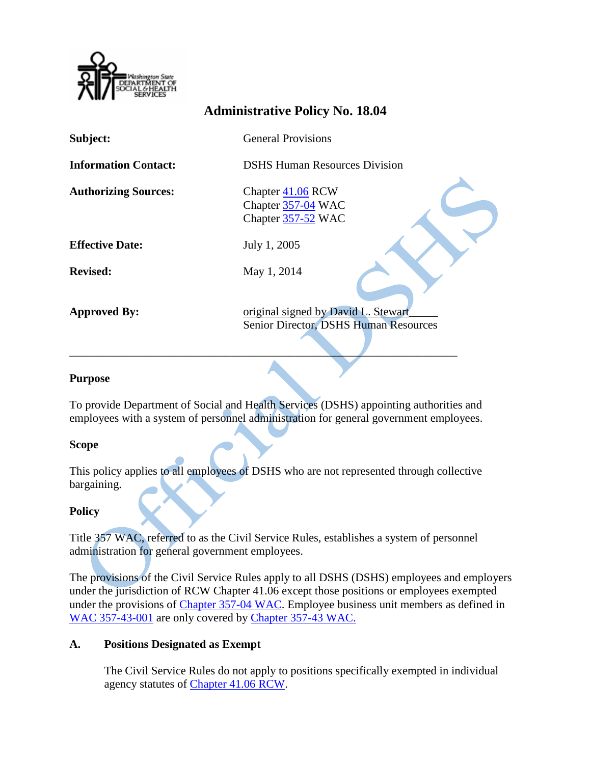Washington State DEPARTMENT OF SOCIAL & HEALTH SERVICES

# Administrative Policy No. 18.04

| | |
|---|---|
| **Subject:** | General Provisions |
| **Information Contact:** | DSHS Human Resources Division |
| **Authorizing Sources:** | Chapter 41.06 RCW<br>Chapter 357-04 WAC<br>Chapter 357-52 WAC |
| **Effective Date:** | July 1, 2005 |
| **Revised:** | May 1, 2014 |
| **Approved By:** | original signed by David L. Stewart<br>Senior Director, DSHS Human Resources |

---

## Purpose

To provide Department of Social and Health Services (DSHS) appointing authorities and employees with a system of personnel administration for general government employees.

## Scope

This policy applies to all employees of DSHS who are not represented through collective bargaining.

## Policy

Title 357 WAC, referred to as the Civil Service Rules, establishes a system of personnel administration for general government employees.

The provisions of the Civil Service Rules apply to all DSHS (DSHS) employees and employers under the jurisdiction of RCW Chapter 41.06 except those positions or employees exempted under the provisions of Chapter 357-04 WAC. Employee business unit members as defined in WAC 357-43-001 are only covered by Chapter 357-43 WAC.

### A. Positions Designated as Exempt

The Civil Service Rules do not apply to positions specifically exempted in individual agency statutes of Chapter 41.06 RCW.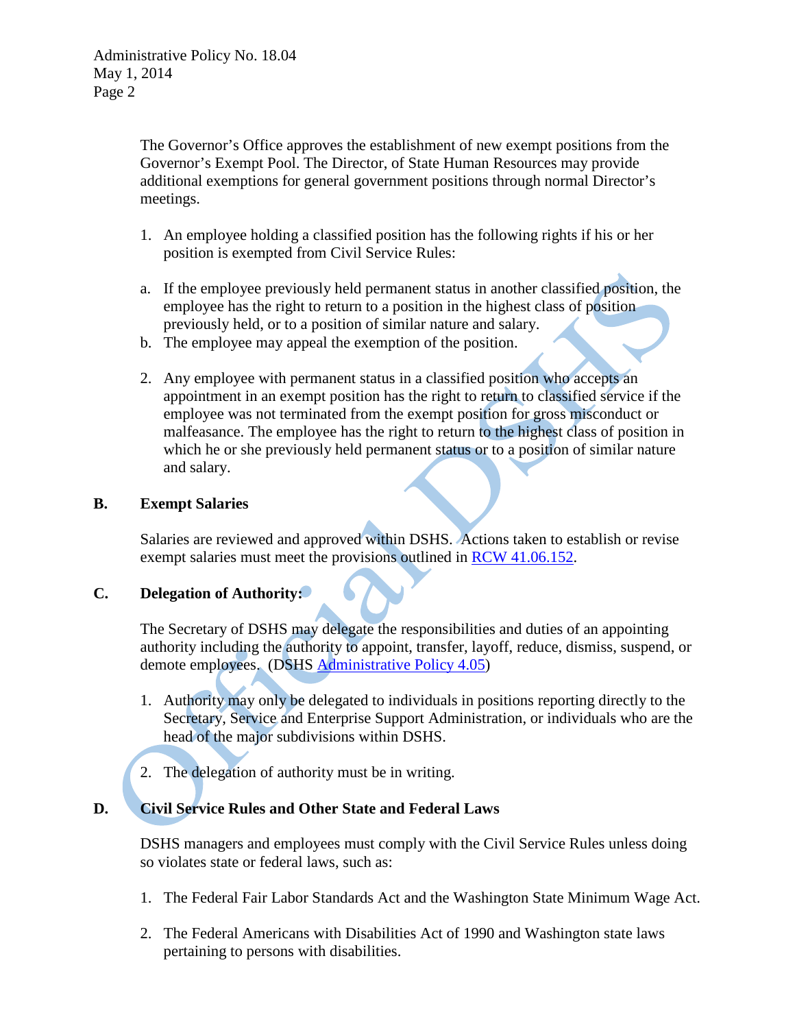The Governor's Office approves the establishment of new exempt positions from the Governor's Exempt Pool. The Director, of State Human Resources may provide additional exemptions for general government positions through normal Director's meetings.

1. An employee holding a classified position has the following rights if his or her position is exempted from Civil Service Rules:

   a. If the employee previously held permanent status in another classified position, the employee has the right to return to a position in the highest class of position previously held, or to a position of similar nature and salary.

   b. The employee may appeal the exemption of the position.

2. Any employee with permanent status in a classified position who accepts an appointment in an exempt position has the right to return to classified service if the employee was not terminated from the exempt position for gross misconduct or malfeasance. The employee has the right to return to the highest class of position in which he or she previously held permanent status or to a position of similar nature and salary.

## B. Exempt Salaries

Salaries are reviewed and approved within DSHS. Actions taken to establish or revise exempt salaries must meet the provisions outlined in RCW 41.06.152.

## C. Delegation of Authority:

The Secretary of DSHS may delegate the responsibilities and duties of an appointing authority including the authority to appoint, transfer, layoff, reduce, dismiss, suspend, or demote employees. (DSHS Administrative Policy 4.05)

1. Authority may only be delegated to individuals in positions reporting directly to the Secretary, Service and Enterprise Support Administration, or individuals who are the head of the major subdivisions within DSHS.

2. The delegation of authority must be in writing.

## D. Civil Service Rules and Other State and Federal Laws

DSHS managers and employees must comply with the Civil Service Rules unless doing so violates state or federal laws, such as:

1. The Federal Fair Labor Standards Act and the Washington State Minimum Wage Act.

2. The Federal Americans with Disabilities Act of 1990 and Washington state laws pertaining to persons with disabilities.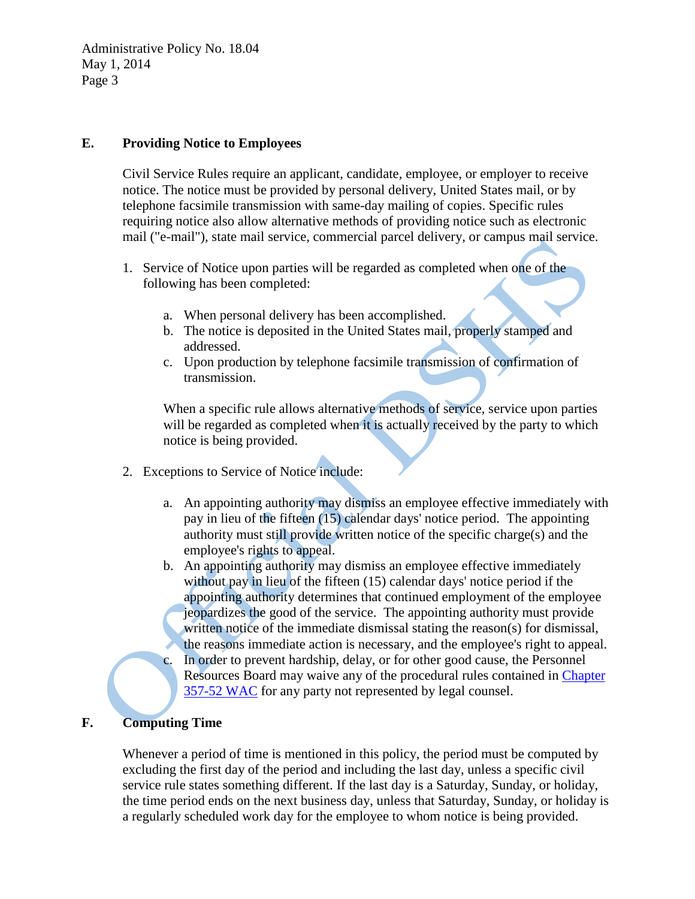## E. Providing Notice to Employees

Civil Service Rules require an applicant, candidate, employee, or employer to receive notice. The notice must be provided by personal delivery, United States mail, or by telephone facsimile transmission with same-day mailing of copies. Specific rules requiring notice also allow alternative methods of providing notice such as electronic mail ("e-mail"), state mail service, commercial parcel delivery, or campus mail service.

1. Service of Notice upon parties will be regarded as completed when one of the following has been completed:

   a. When personal delivery has been accomplished.
   b. The notice is deposited in the United States mail, properly stamped and addressed.
   c. Upon production by telephone facsimile transmission of confirmation of transmission.

   When a specific rule allows alternative methods of service, service upon parties will be regarded as completed when it is actually received by the party to which notice is being provided.

2. Exceptions to Service of Notice include:

   a. An appointing authority may dismiss an employee effective immediately with pay in lieu of the fifteen (15) calendar days' notice period. The appointing authority must still provide written notice of the specific charge(s) and the employee's rights to appeal.
   b. An appointing authority may dismiss an employee effective immediately without pay in lieu of the fifteen (15) calendar days' notice period if the appointing authority determines that continued employment of the employee jeopardizes the good of the service. The appointing authority must provide written notice of the immediate dismissal stating the reason(s) for dismissal, the reasons immediate action is necessary, and the employee's right to appeal.
   c. In order to prevent hardship, delay, or for other good cause, the Personnel Resources Board may waive any of the procedural rules contained in Chapter 357-52 WAC for any party not represented by legal counsel.

## F. Computing Time

Whenever a period of time is mentioned in this policy, the period must be computed by excluding the first day of the period and including the last day, unless a specific civil service rule states something different. If the last day is a Saturday, Sunday, or holiday, the time period ends on the next business day, unless that Saturday, Sunday, or holiday is a regularly scheduled work day for the employee to whom notice is being provided.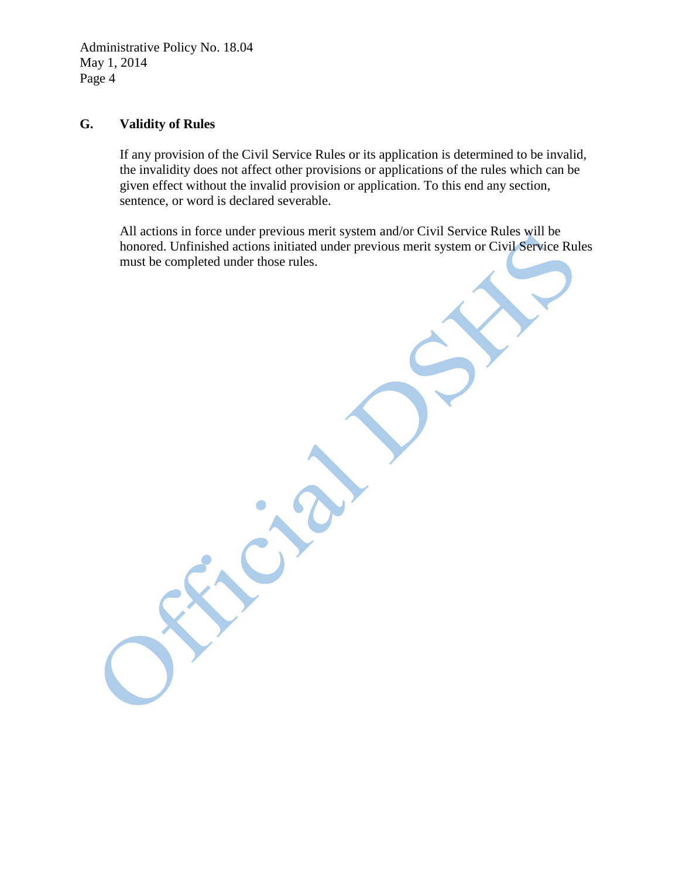## G. Validity of Rules

If any provision of the Civil Service Rules or its application is determined to be invalid, the invalidity does not affect other provisions or applications of the rules which can be given effect without the invalid provision or application. To this end any section, sentence, or word is declared severable.

All actions in force under previous merit system and/or Civil Service Rules will be honored. Unfinished actions initiated under previous merit system or Civil Service Rules must be completed under those rules.